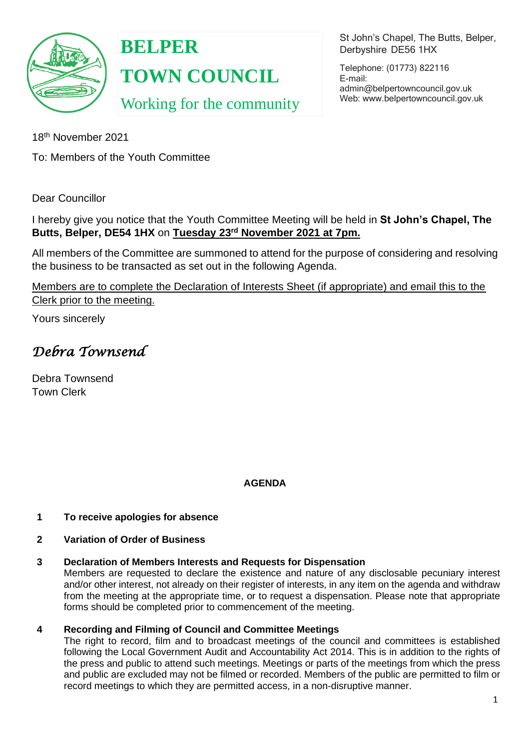# BELPER TOWN COUNCIL

Working for the community

St John's Chapel, The Butts, Belper, Derbyshire DE56 1HX

Telephone: (01773) 822116
E-mail: admin@belpertowncouncil.gov.uk
Web: www.belpertowncouncil.gov.uk

18th November 2021

To: Members of the Youth Committee

Dear Councillor

I hereby give you notice that the Youth Committee Meeting will be held in **St John's Chapel, The Butts, Belper, DE54 1HX** on **Tuesday 23rd November 2021 at 7pm.**

All members of the Committee are summoned to attend for the purpose of considering and resolving the business to be transacted as set out in the following Agenda.

Members are to complete the Declaration of Interests Sheet (if appropriate) and email this to the Clerk prior to the meeting.

Yours sincerely

*Debra Townsend*

Debra Townsend
Town Clerk

**AGENDA**

**1 To receive apologies for absence**

**2 Variation of Order of Business**

**3 Declaration of Members Interests and Requests for Dispensation**
Members are requested to declare the existence and nature of any disclosable pecuniary interest and/or other interest, not already on their register of interests, in any item on the agenda and withdraw from the meeting at the appropriate time, or to request a dispensation. Please note that appropriate forms should be completed prior to commencement of the meeting.

**4 Recording and Filming of Council and Committee Meetings**
The right to record, film and to broadcast meetings of the council and committees is established following the Local Government Audit and Accountability Act 2014. This is in addition to the rights of the press and public to attend such meetings. Meetings or parts of the meetings from which the press and public are excluded may not be filmed or recorded. Members of the public are permitted to film or record meetings to which they are permitted access, in a non-disruptive manner.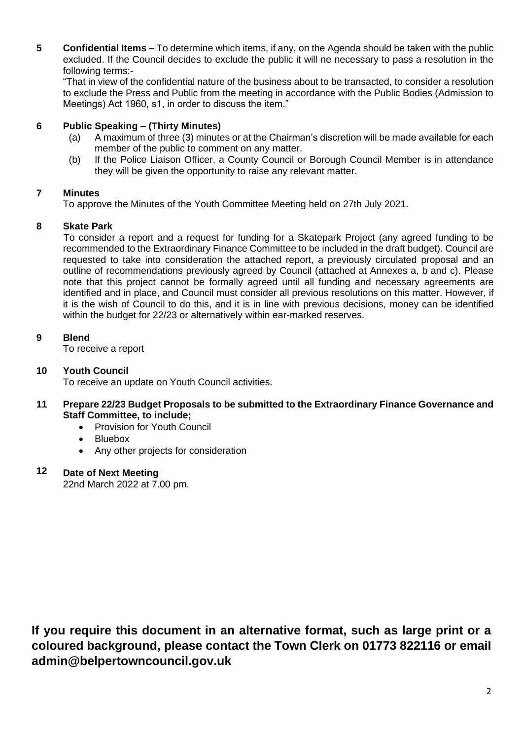**5 Confidential Items –** To determine which items, if any, on the Agenda should be taken with the public excluded. If the Council decides to exclude the public it will ne necessary to pass a resolution in the following terms:-

"That in view of the confidential nature of the business about to be transacted, to consider a resolution to exclude the Press and Public from the meeting in accordance with the Public Bodies (Admission to Meetings) Act 1960, s1, in order to discuss the item."

**6 Public Speaking – (Thirty Minutes)**

(a) A maximum of three (3) minutes or at the Chairman's discretion will be made available for each member of the public to comment on any matter.

(b) If the Police Liaison Officer, a County Council or Borough Council Member is in attendance they will be given the opportunity to raise any relevant matter.

**7 Minutes**

To approve the Minutes of the Youth Committee Meeting held on 27th July 2021.

**8 Skate Park**

To consider a report and a request for funding for a Skatepark Project (any agreed funding to be recommended to the Extraordinary Finance Committee to be included in the draft budget). Council are requested to take into consideration the attached report, a previously circulated proposal and an outline of recommendations previously agreed by Council (attached at Annexes a, b and c). Please note that this project cannot be formally agreed until all funding and necessary agreements are identified and in place, and Council must consider all previous resolutions on this matter. However, if it is the wish of Council to do this, and it is in line with previous decisions, money can be identified within the budget for 22/23 or alternatively within ear-marked reserves.

**9 Blend**

To receive a report

**10 Youth Council**

To receive an update on Youth Council activities.

**11 Prepare 22/23 Budget Proposals to be submitted to the Extraordinary Finance Governance and Staff Committee, to include;**

- Provision for Youth Council
- Bluebox
- Any other projects for consideration

**12 Date of Next Meeting**

22nd March 2022 at 7.00 pm.

**If you require this document in an alternative format, such as large print or a coloured background, please contact the Town Clerk on 01773 822116 or email admin@belpertowncouncil.gov.uk**